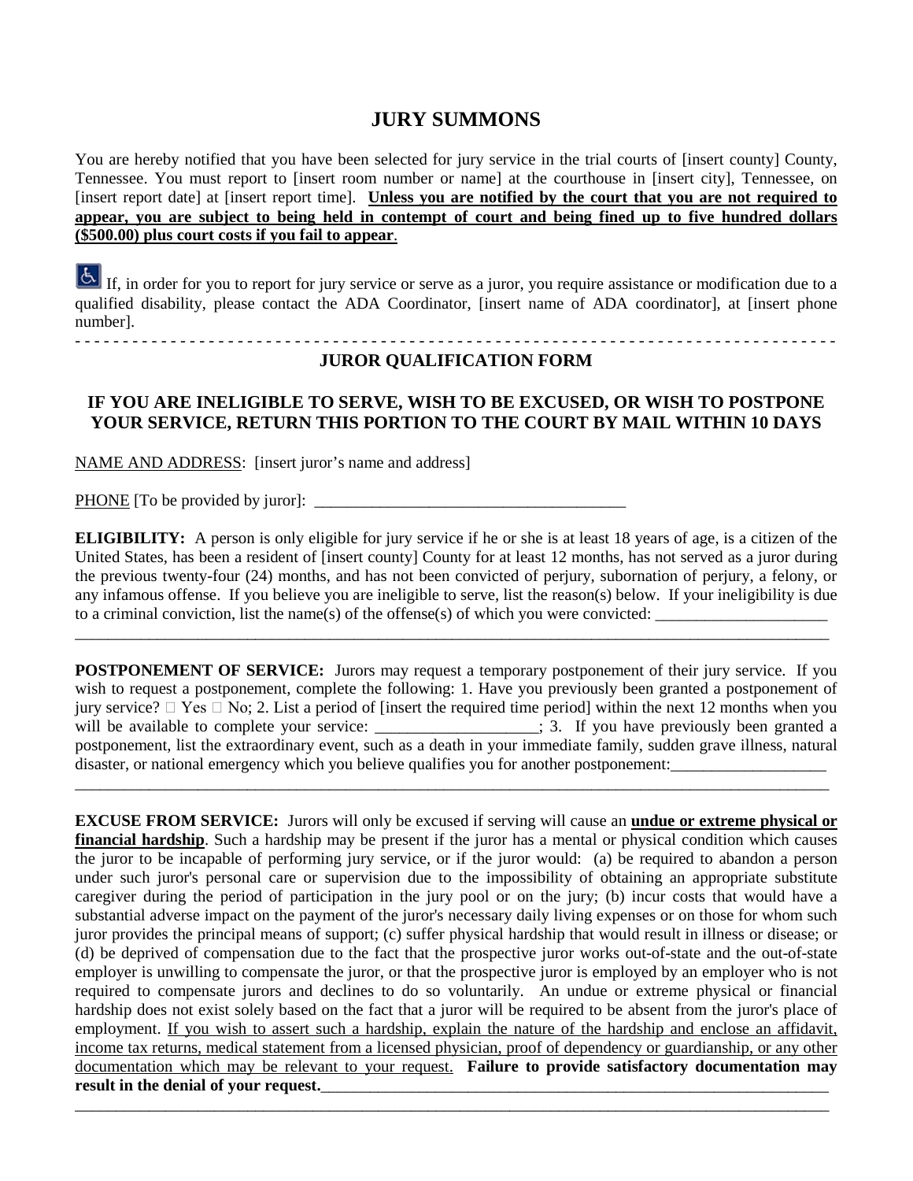# JURY SUMMONS

You are hereby notified that you have been selected for jury service in the trial courts of [insert county] County, Tennessee. You must report to [insert room number or name] at the courthouse in [insert city], Tennessee, on [insert report date] at [insert report time]. **Unless you are notified by the court that you are not required to appear, you are subject to being held in contempt of court and being fined up to five hundred dollars ($500.00) plus court costs if you fail to appear**.

If, in order for you to report for jury service or serve as a juror, you require assistance or modification due to a qualified disability, please contact the ADA Coordinator, [insert name of ADA coordinator], at [insert phone number].

- - - - - - - - - - - - - - - - - - - - - - - - - - - - - - - - - - - - - - - - - - - - - - - - - - - - - - - - - - - - - - - - - - - - - - - - - -

## JUROR QUALIFICATION FORM

### IF YOU ARE INELIGIBLE TO SERVE, WISH TO BE EXCUSED, OR WISH TO POSTPONE YOUR SERVICE, RETURN THIS PORTION TO THE COURT BY MAIL WITHIN 10 DAYS

NAME AND ADDRESS: [insert juror's name and address]

PHONE [To be provided by juror]: ______________________________________

**ELIGIBILITY:** A person is only eligible for jury service if he or she is at least 18 years of age, is a citizen of the United States, has been a resident of [insert county] County for at least 12 months, has not served as a juror during the previous twenty-four (24) months, and has not been convicted of perjury, subornation of perjury, a felony, or any infamous offense. If you believe you are ineligible to serve, list the reason(s) below. If your ineligibility is due to a criminal conviction, list the name(s) of the offense(s) of which you were convicted: ____________________

__________________________________________________________________________________________

**POSTPONEMENT OF SERVICE:** Jurors may request a temporary postponement of their jury service. If you wish to request a postponement, complete the following: 1. Have you previously been granted a postponement of jury service? ☐ Yes ☐ No; 2. List a period of [insert the required time period] within the next 12 months when you will be available to complete your service: ___________________; 3. If you have previously been granted a postponement, list the extraordinary event, such as a death in your immediate family, sudden grave illness, natural disaster, or national emergency which you believe qualifies you for another postponement:___________________

__________________________________________________________________________________________

**EXCUSE FROM SERVICE:** Jurors will only be excused if serving will cause an **undue or extreme physical or financial hardship**. Such a hardship may be present if the juror has a mental or physical condition which causes the juror to be incapable of performing jury service, or if the juror would: (a) be required to abandon a person under such juror's personal care or supervision due to the impossibility of obtaining an appropriate substitute caregiver during the period of participation in the jury pool or on the jury; (b) incur costs that would have a substantial adverse impact on the payment of the juror's necessary daily living expenses or on those for whom such juror provides the principal means of support; (c) suffer physical hardship that would result in illness or disease; or (d) be deprived of compensation due to the fact that the prospective juror works out-of-state and the out-of-state employer is unwilling to compensate the juror, or that the prospective juror is employed by an employer who is not required to compensate jurors and declines to do so voluntarily. An undue or extreme physical or financial hardship does not exist solely based on the fact that a juror will be required to be absent from the juror's place of employment. If you wish to assert such a hardship, explain the nature of the hardship and enclose an affidavit, income tax returns, medical statement from a licensed physician, proof of dependency or guardianship, or any other documentation which may be relevant to your request. **Failure to provide satisfactory documentation may result in the denial of your request.**_________________________________________________________________

__________________________________________________________________________________________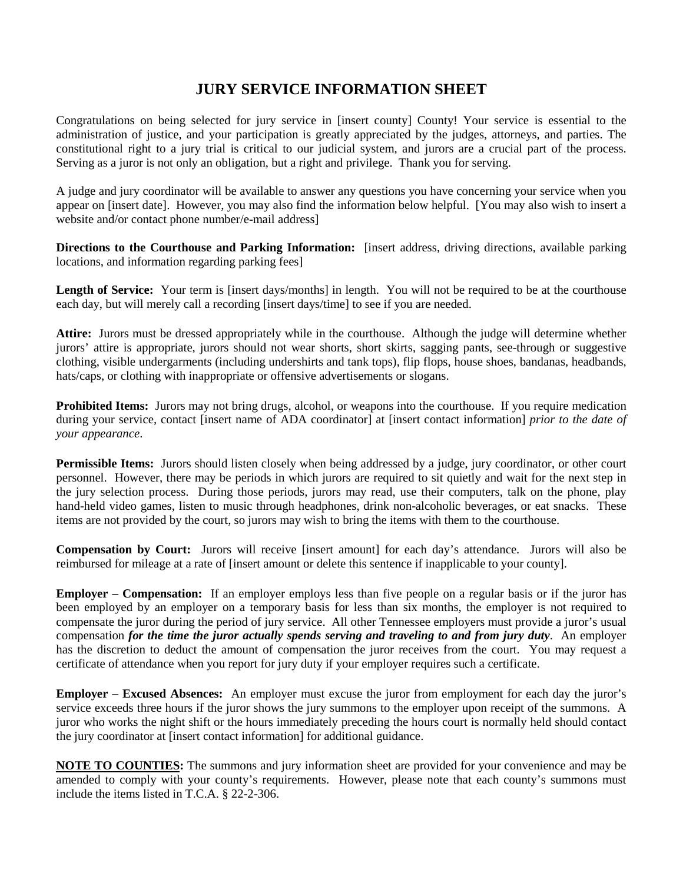# JURY SERVICE INFORMATION SHEET

Congratulations on being selected for jury service in [insert county] County! Your service is essential to the administration of justice, and your participation is greatly appreciated by the judges, attorneys, and parties. The constitutional right to a jury trial is critical to our judicial system, and jurors are a crucial part of the process. Serving as a juror is not only an obligation, but a right and privilege. Thank you for serving.

A judge and jury coordinator will be available to answer any questions you have concerning your service when you appear on [insert date]. However, you may also find the information below helpful. [You may also wish to insert a website and/or contact phone number/e-mail address]

**Directions to the Courthouse and Parking Information:** [insert address, driving directions, available parking locations, and information regarding parking fees]

**Length of Service:** Your term is [insert days/months] in length. You will not be required to be at the courthouse each day, but will merely call a recording [insert days/time] to see if you are needed.

**Attire:** Jurors must be dressed appropriately while in the courthouse. Although the judge will determine whether jurors' attire is appropriate, jurors should not wear shorts, short skirts, sagging pants, see-through or suggestive clothing, visible undergarments (including undershirts and tank tops), flip flops, house shoes, bandanas, headbands, hats/caps, or clothing with inappropriate or offensive advertisements or slogans.

**Prohibited Items:** Jurors may not bring drugs, alcohol, or weapons into the courthouse. If you require medication during your service, contact [insert name of ADA coordinator] at [insert contact information] *prior to the date of your appearance*.

**Permissible Items:** Jurors should listen closely when being addressed by a judge, jury coordinator, or other court personnel. However, there may be periods in which jurors are required to sit quietly and wait for the next step in the jury selection process. During those periods, jurors may read, use their computers, talk on the phone, play hand-held video games, listen to music through headphones, drink non-alcoholic beverages, or eat snacks. These items are not provided by the court, so jurors may wish to bring the items with them to the courthouse.

**Compensation by Court:** Jurors will receive [insert amount] for each day's attendance. Jurors will also be reimbursed for mileage at a rate of [insert amount or delete this sentence if inapplicable to your county].

**Employer – Compensation:** If an employer employs less than five people on a regular basis or if the juror has been employed by an employer on a temporary basis for less than six months, the employer is not required to compensate the juror during the period of jury service. All other Tennessee employers must provide a juror's usual compensation ***for the time the juror actually spends serving and traveling to and from jury duty***. An employer has the discretion to deduct the amount of compensation the juror receives from the court. You may request a certificate of attendance when you report for jury duty if your employer requires such a certificate.

**Employer – Excused Absences:** An employer must excuse the juror from employment for each day the juror's service exceeds three hours if the juror shows the jury summons to the employer upon receipt of the summons. A juror who works the night shift or the hours immediately preceding the hours court is normally held should contact the jury coordinator at [insert contact information] for additional guidance.

**NOTE TO COUNTIES:** The summons and jury information sheet are provided for your convenience and may be amended to comply with your county's requirements. However, please note that each county's summons must include the items listed in T.C.A. § 22-2-306.